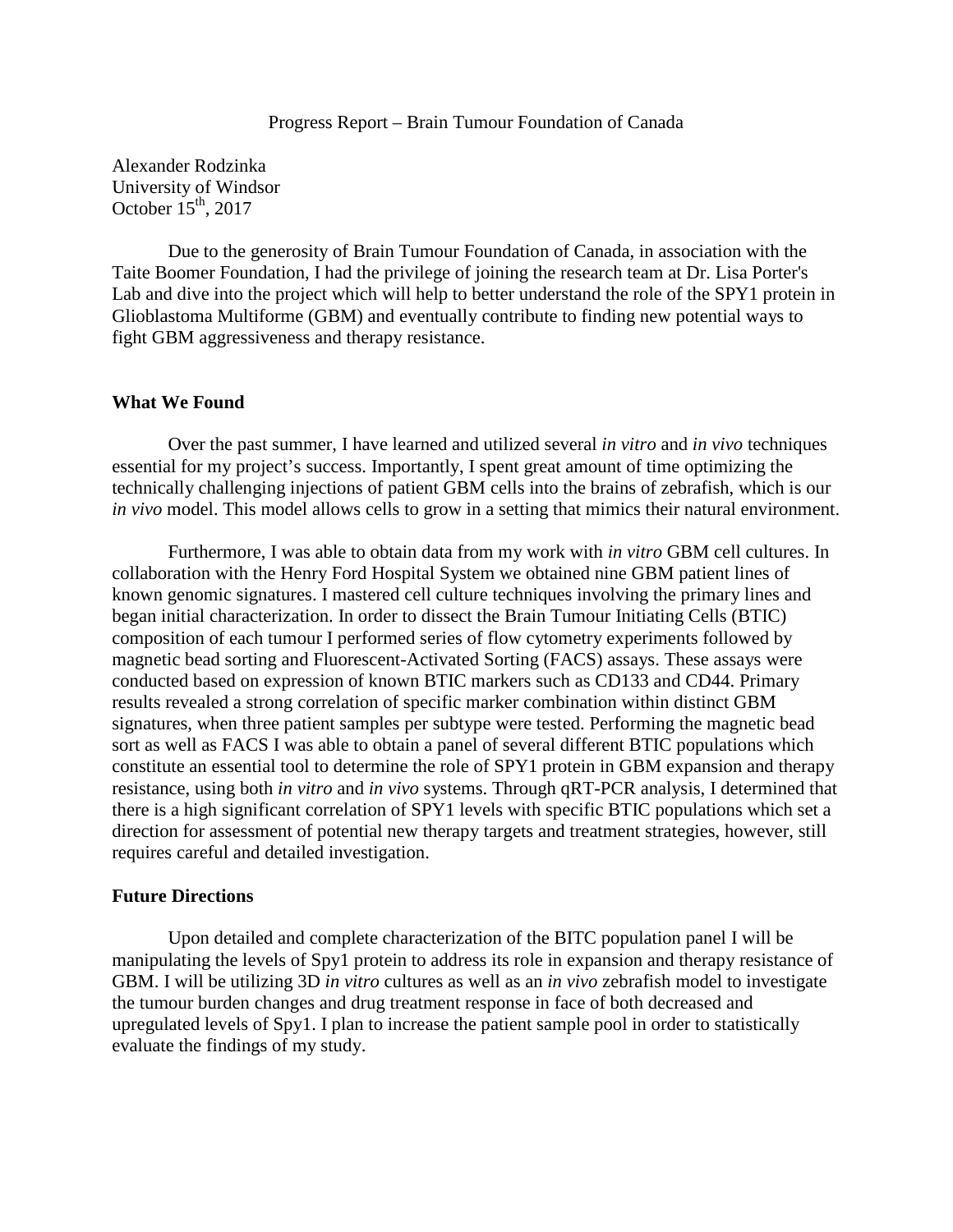Progress Report – Brain Tumour Foundation of Canada

Alexander Rodzinka
University of Windsor
October 15[th], 2017

Due to the generosity of Brain Tumour Foundation of Canada, in association with the Taite Boomer Foundation, I had the privilege of joining the research team at Dr. Lisa Porter's Lab and dive into the project which will help to better understand the role of the SPY1 protein in Glioblastoma Multiforme (GBM) and eventually contribute to finding new potential ways to fight GBM aggressiveness and therapy resistance.

## What We Found

Over the past summer, I have learned and utilized several *in vitro* and *in vivo* techniques essential for my project's success. Importantly, I spent great amount of time optimizing the technically challenging injections of patient GBM cells into the brains of zebrafish, which is our *in vivo* model. This model allows cells to grow in a setting that mimics their natural environment.

Furthermore, I was able to obtain data from my work with *in vitro* GBM cell cultures. In collaboration with the Henry Ford Hospital System we obtained nine GBM patient lines of known genomic signatures. I mastered cell culture techniques involving the primary lines and began initial characterization. In order to dissect the Brain Tumour Initiating Cells (BTIC) composition of each tumour I performed series of flow cytometry experiments followed by magnetic bead sorting and Fluorescent-Activated Sorting (FACS) assays. These assays were conducted based on expression of known BTIC markers such as CD133 and CD44. Primary results revealed a strong correlation of specific marker combination within distinct GBM signatures, when three patient samples per subtype were tested. Performing the magnetic bead sort as well as FACS I was able to obtain a panel of several different BTIC populations which constitute an essential tool to determine the role of SPY1 protein in GBM expansion and therapy resistance, using both *in vitro* and *in vivo* systems. Through qRT-PCR analysis, I determined that there is a high significant correlation of SPY1 levels with specific BTIC populations which set a direction for assessment of potential new therapy targets and treatment strategies, however, still requires careful and detailed investigation.

## Future Directions

Upon detailed and complete characterization of the BITC population panel I will be manipulating the levels of Spy1 protein to address its role in expansion and therapy resistance of GBM. I will be utilizing 3D *in vitro* cultures as well as an *in vivo* zebrafish model to investigate the tumour burden changes and drug treatment response in face of both decreased and upregulated levels of Spy1. I plan to increase the patient sample pool in order to statistically evaluate the findings of my study.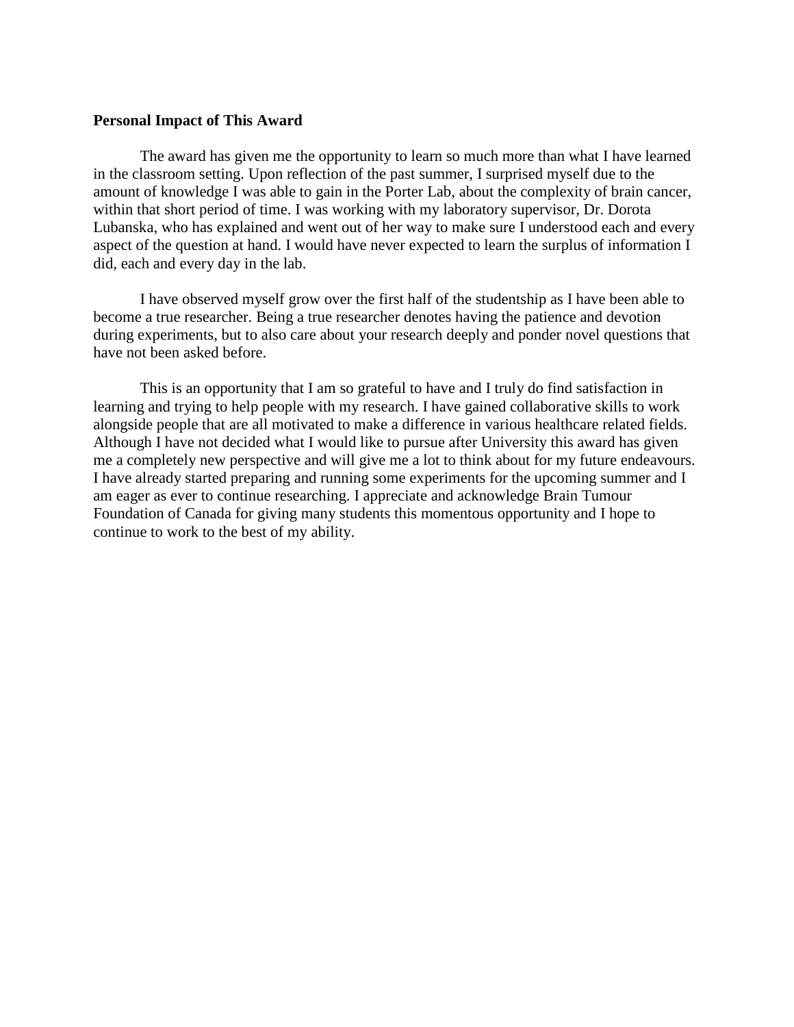**Personal Impact of This Award**

The award has given me the opportunity to learn so much more than what I have learned in the classroom setting. Upon reflection of the past summer, I surprised myself due to the amount of knowledge I was able to gain in the Porter Lab, about the complexity of brain cancer, within that short period of time. I was working with my laboratory supervisor, Dr. Dorota Lubanska, who has explained and went out of her way to make sure I understood each and every aspect of the question at hand. I would have never expected to learn the surplus of information I did, each and every day in the lab.

I have observed myself grow over the first half of the studentship as I have been able to become a true researcher. Being a true researcher denotes having the patience and devotion during experiments, but to also care about your research deeply and ponder novel questions that have not been asked before.

This is an opportunity that I am so grateful to have and I truly do find satisfaction in learning and trying to help people with my research. I have gained collaborative skills to work alongside people that are all motivated to make a difference in various healthcare related fields. Although I have not decided what I would like to pursue after University this award has given me a completely new perspective and will give me a lot to think about for my future endeavours. I have already started preparing and running some experiments for the upcoming summer and I am eager as ever to continue researching. I appreciate and acknowledge Brain Tumour Foundation of Canada for giving many students this momentous opportunity and I hope to continue to work to the best of my ability.